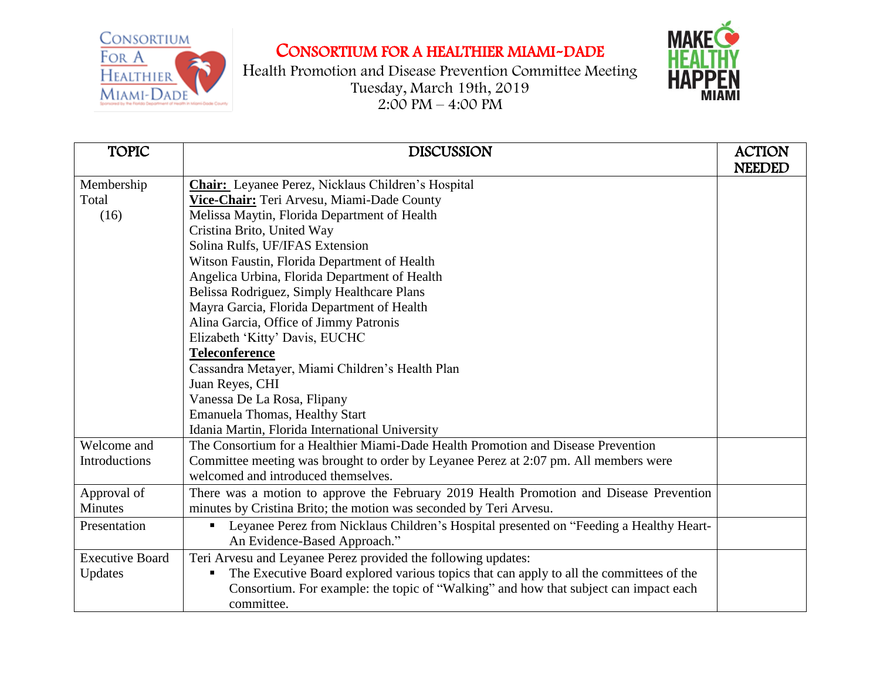# CONSORTIUM FOR A HEALTHIER MIAMI-DADE

Health Promotion and Disease Prevention Committee Meeting
Tuesday, March 19th, 2019
2:00 PM – 4:00 PM

| TOPIC | DISCUSSION | ACTION NEEDED |
|---|---|---|
| Membership Total (16) | **Chair:** Leyanee Perez, Nicklaus Children's Hospital<br>**Vice-Chair:** Teri Arvesu, Miami-Dade County<br>Melissa Maytin, Florida Department of Health<br>Cristina Brito, United Way<br>Solina Rulfs, UF/IFAS Extension<br>Witson Faustin, Florida Department of Health<br>Angelica Urbina, Florida Department of Health<br>Belissa Rodriguez, Simply Healthcare Plans<br>Mayra Garcia, Florida Department of Health<br>Alina Garcia, Office of Jimmy Patronis<br>Elizabeth 'Kitty' Davis, EUCHC<br>**Teleconference**<br>Cassandra Metayer, Miami Children's Health Plan<br>Juan Reyes, CHI<br>Vanessa De La Rosa, Flipany<br>Emanuela Thomas, Healthy Start<br>Idania Martin, Florida International University | |
| Welcome and Introductions | The Consortium for a Healthier Miami-Dade Health Promotion and Disease Prevention Committee meeting was brought to order by Leyanee Perez at 2:07 pm. All members were welcomed and introduced themselves. | |
| Approval of Minutes | There was a motion to approve the February 2019 Health Promotion and Disease Prevention minutes by Cristina Brito; the motion was seconded by Teri Arvesu. | |
| Presentation | ▪ Leyanee Perez from Nicklaus Children's Hospital presented on "Feeding a Healthy Heart- An Evidence-Based Approach." | |
| Executive Board Updates | Teri Arvesu and Leyanee Perez provided the following updates:<br>▪ The Executive Board explored various topics that can apply to all the committees of the Consortium. For example: the topic of "Walking" and how that subject can impact each committee. | |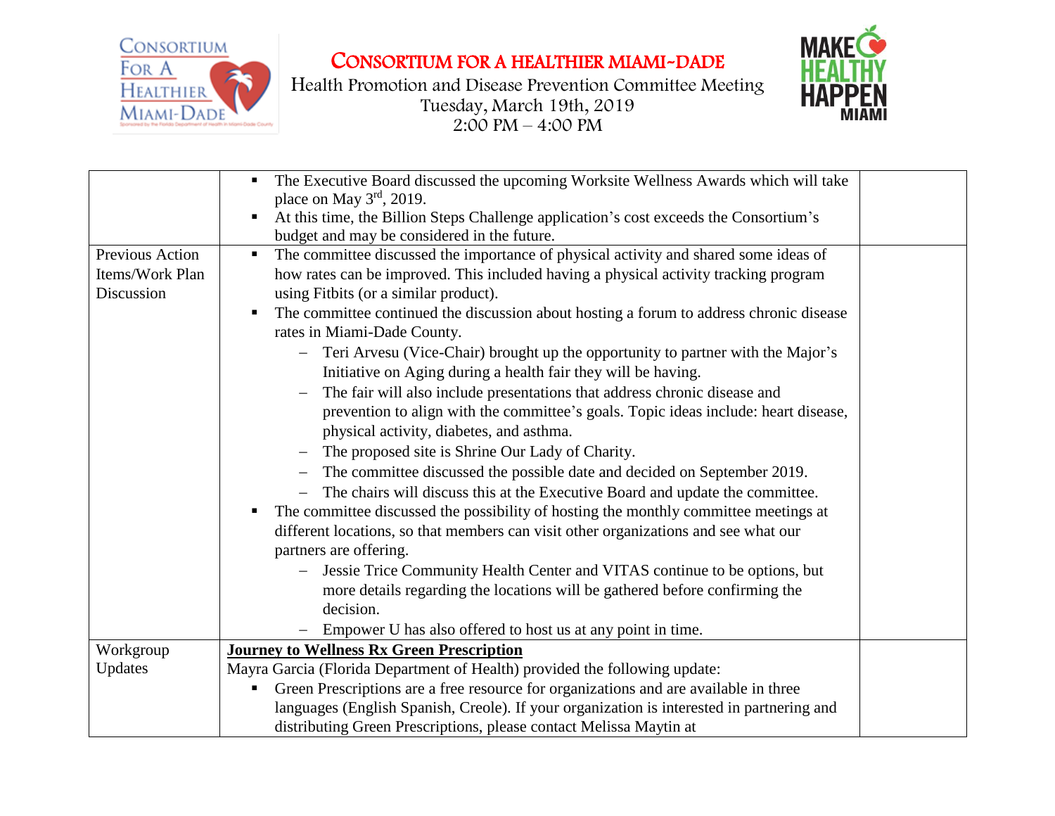# CONSORTIUM FOR A HEALTHIER MIAMI-DADE

Health Promotion and Disease Prevention Committee Meeting
Tuesday, March 19th, 2019
2:00 PM – 4:00 PM

| | | |
|---|---|---|
| | ▪ The Executive Board discussed the upcoming Worksite Wellness Awards which will take place on May 3rd, 2019.<br>▪ At this time, the Billion Steps Challenge application's cost exceeds the Consortium's budget and may be considered in the future. | |
| Previous Action Items/Work Plan Discussion | ▪ The committee discussed the importance of physical activity and shared some ideas of how rates can be improved. This included having a physical activity tracking program using Fitbits (or a similar product).<br>▪ The committee continued the discussion about hosting a forum to address chronic disease rates in Miami-Dade County.<br>– Teri Arvesu (Vice-Chair) brought up the opportunity to partner with the Major's Initiative on Aging during a health fair they will be having.<br>– The fair will also include presentations that address chronic disease and prevention to align with the committee's goals. Topic ideas include: heart disease, physical activity, diabetes, and asthma.<br>– The proposed site is Shrine Our Lady of Charity.<br>– The committee discussed the possible date and decided on September 2019.<br>– The chairs will discuss this at the Executive Board and update the committee.<br>▪ The committee discussed the possibility of hosting the monthly committee meetings at different locations, so that members can visit other organizations and see what our partners are offering.<br>– Jessie Trice Community Health Center and VITAS continue to be options, but more details regarding the locations will be gathered before confirming the decision.<br>– Empower U has also offered to host us at any point in time. | |
| Workgroup Updates | **Journey to Wellness Rx Green Prescription**<br>Mayra Garcia (Florida Department of Health) provided the following update:<br>▪ Green Prescriptions are a free resource for organizations and are available in three languages (English Spanish, Creole). If your organization is interested in partnering and distributing Green Prescriptions, please contact Melissa Maytin at | |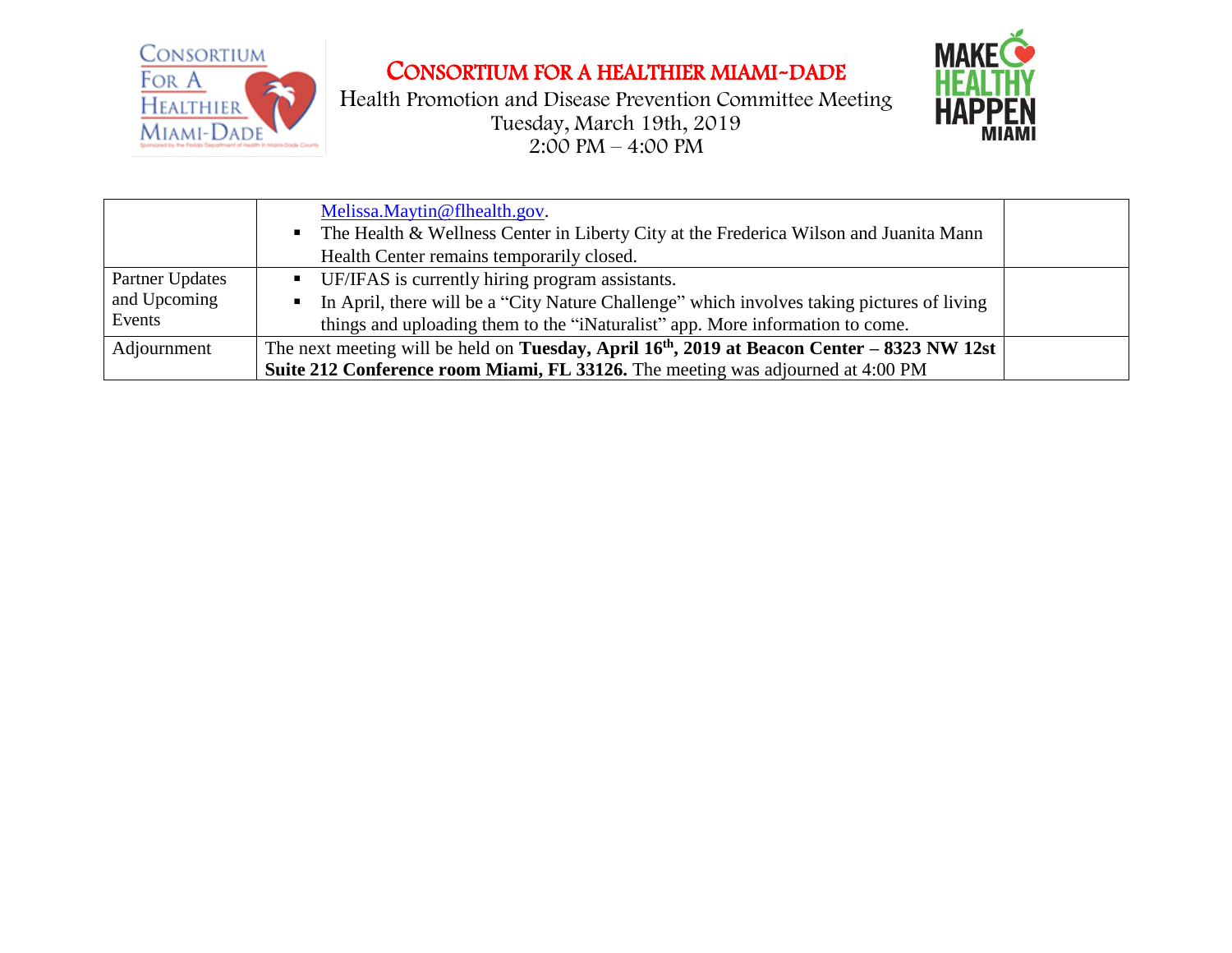# CONSORTIUM FOR A HEALTHIER MIAMI-DADE

Health Promotion and Disease Prevention Committee Meeting
Tuesday, March 19th, 2019
2:00 PM – 4:00 PM

| | | |
|---|---|---|
| | Melissa.Maytin@flhealth.gov.<br>▪ The Health & Wellness Center in Liberty City at the Frederica Wilson and Juanita Mann Health Center remains temporarily closed. | |
| Partner Updates and Upcoming Events | ▪ UF/IFAS is currently hiring program assistants.<br>▪ In April, there will be a "City Nature Challenge" which involves taking pictures of living things and uploading them to the "iNaturalist" app. More information to come. | |
| Adjournment | The next meeting will be held on **Tuesday, April 16th, 2019 at Beacon Center – 8323 NW 12st Suite 212 Conference room Miami, FL 33126.** The meeting was adjourned at 4:00 PM | |